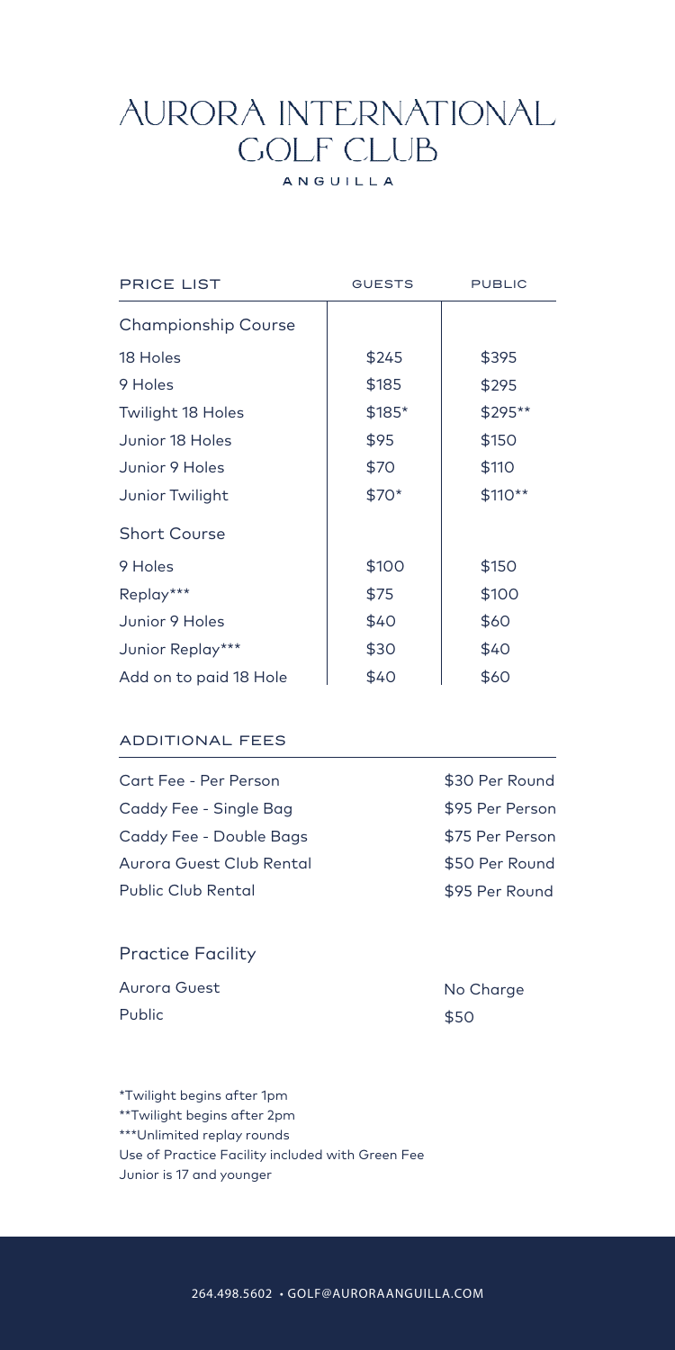# AURORA INTERNATIONAL GOLF CLUB

ANGUILLA

| PRICE LIST | GUESTS | PUBLIC |
|---|---|---|
| Championship Course | | |
| 18 Holes | $245 | $395 |
| 9 Holes | $185 | $295 |
| Twilight 18 Holes | $185* | $295** |
| Junior 18 Holes | $95 | $150 |
| Junior 9 Holes | $70 | $110 |
| Junior Twilight | $70* | $110** |
| Short Course | | |
| 9 Holes | $100 | $150 |
| Replay*** | $75 | $100 |
| Junior 9 Holes | $40 | $60 |
| Junior Replay*** | $30 | $40 |
| Add on to paid 18 Hole | $40 | $60 |

## ADDITIONAL FEES

| | |
|---|---|
| Cart Fee - Per Person | $30 Per Round |
| Caddy Fee - Single Bag | $95 Per Person |
| Caddy Fee - Double Bags | $75 Per Person |
| Aurora Guest Club Rental | $50 Per Round |
| Public Club Rental | $95 Per Round |

## Practice Facility

| | |
|---|---|
| Aurora Guest | No Charge |
| Public | $50 |

*Twilight begins after 1pm
**Twilight begins after 2pm
***Unlimited replay rounds
Use of Practice Facility included with Green Fee
Junior is 17 and younger

264.498.5602 • GOLF@AURORAANGUILLA.COM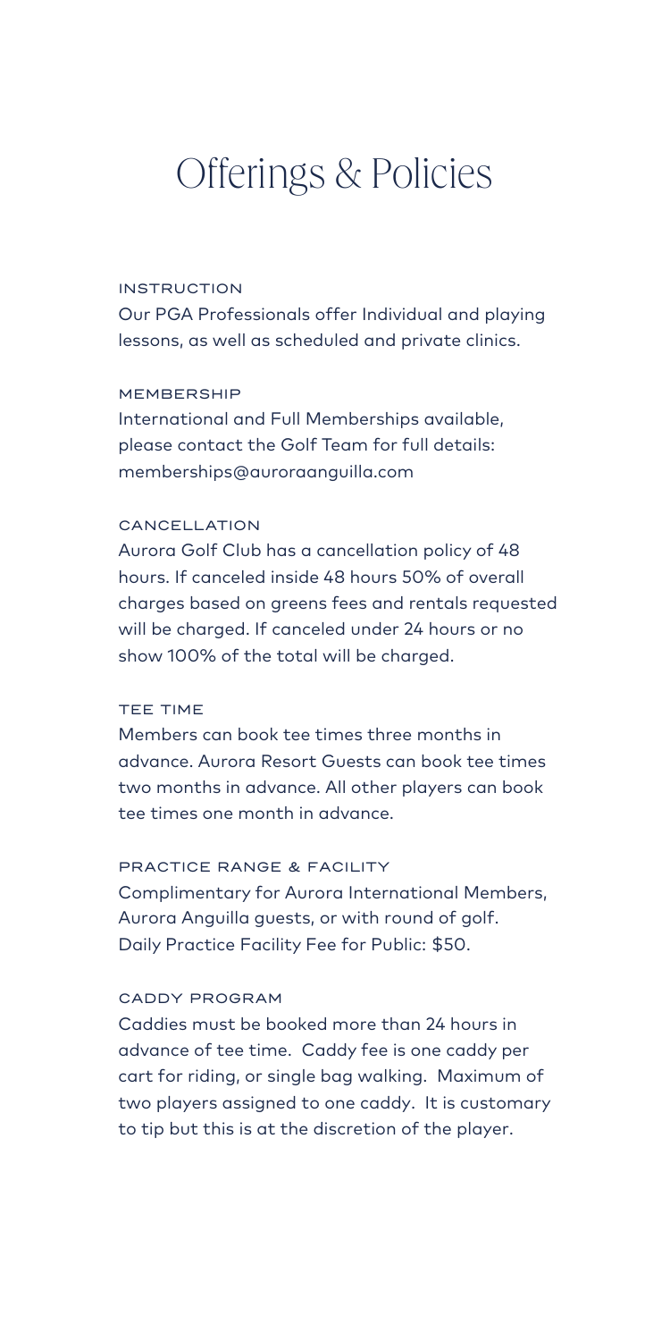# Offerings & Policies

## INSTRUCTION

Our PGA Professionals offer Individual and playing lessons, as well as scheduled and private clinics.

## MEMBERSHIP

International and Full Memberships available, please contact the Golf Team for full details: memberships@auroraanguilla.com

## CANCELLATION

Aurora Golf Club has a cancellation policy of 48 hours. If canceled inside 48 hours 50% of overall charges based on greens fees and rentals requested will be charged. If canceled under 24 hours or no show 100% of the total will be charged.

## TEE TIME

Members can book tee times three months in advance. Aurora Resort Guests can book tee times two months in advance. All other players can book tee times one month in advance.

## PRACTICE RANGE & FACILITY

Complimentary for Aurora International Members, Aurora Anguilla guests, or with round of golf. Daily Practice Facility Fee for Public: $50.

## CADDY PROGRAM

Caddies must be booked more than 24 hours in advance of tee time. Caddy fee is one caddy per cart for riding, or single bag walking. Maximum of two players assigned to one caddy. It is customary to tip but this is at the discretion of the player.